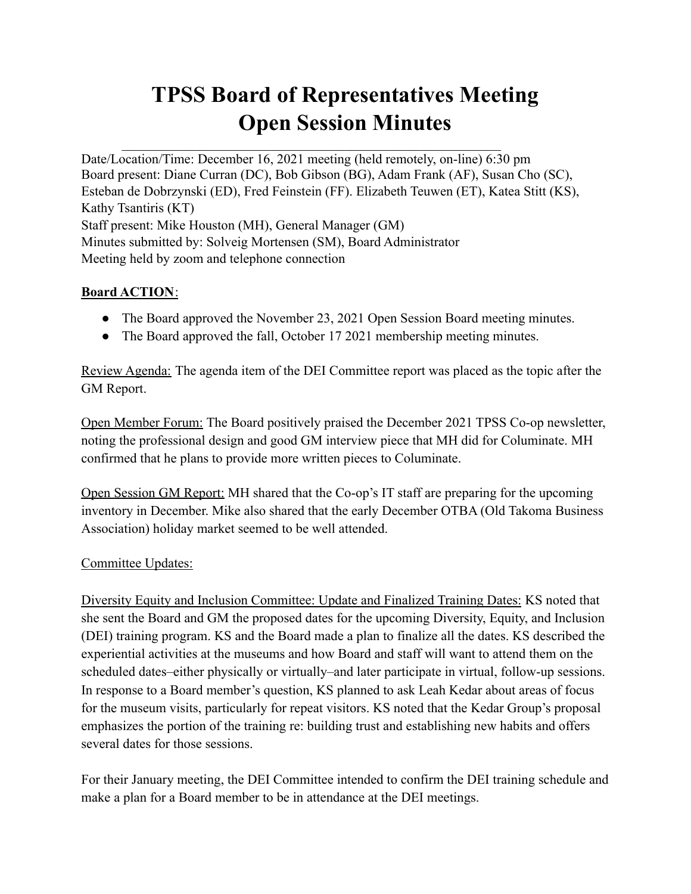# TPSS Board of Representatives Meeting Open Session Minutes

Date/Location/Time: December 16, 2021 meeting (held remotely, on-line) 6:30 pm
Board present: Diane Curran (DC), Bob Gibson (BG), Adam Frank (AF), Susan Cho (SC), Esteban de Dobrzynski (ED), Fred Feinstein (FF). Elizabeth Teuwen (ET), Katea Stitt (KS), Kathy Tsantiris (KT)
Staff present: Mike Houston (MH), General Manager (GM)
Minutes submitted by: Solveig Mortensen (SM), Board Administrator
Meeting held by zoom and telephone connection

**Board ACTION**:

- The Board approved the November 23, 2021 Open Session Board meeting minutes.
- The Board approved the fall, October 17 2021 membership meeting minutes.

Review Agenda: The agenda item of the DEI Committee report was placed as the topic after the GM Report.

Open Member Forum: The Board positively praised the December 2021 TPSS Co-op newsletter, noting the professional design and good GM interview piece that MH did for Columinate. MH confirmed that he plans to provide more written pieces to Columinate.

Open Session GM Report: MH shared that the Co-op's IT staff are preparing for the upcoming inventory in December. Mike also shared that the early December OTBA (Old Takoma Business Association) holiday market seemed to be well attended.

Committee Updates:

Diversity Equity and Inclusion Committee: Update and Finalized Training Dates: KS noted that she sent the Board and GM the proposed dates for the upcoming Diversity, Equity, and Inclusion (DEI) training program. KS and the Board made a plan to finalize all the dates. KS described the experiential activities at the museums and how Board and staff will want to attend them on the scheduled dates–either physically or virtually–and later participate in virtual, follow-up sessions. In response to a Board member's question, KS planned to ask Leah Kedar about areas of focus for the museum visits, particularly for repeat visitors. KS noted that the Kedar Group's proposal emphasizes the portion of the training re: building trust and establishing new habits and offers several dates for those sessions.

For their January meeting, the DEI Committee intended to confirm the DEI training schedule and make a plan for a Board member to be in attendance at the DEI meetings.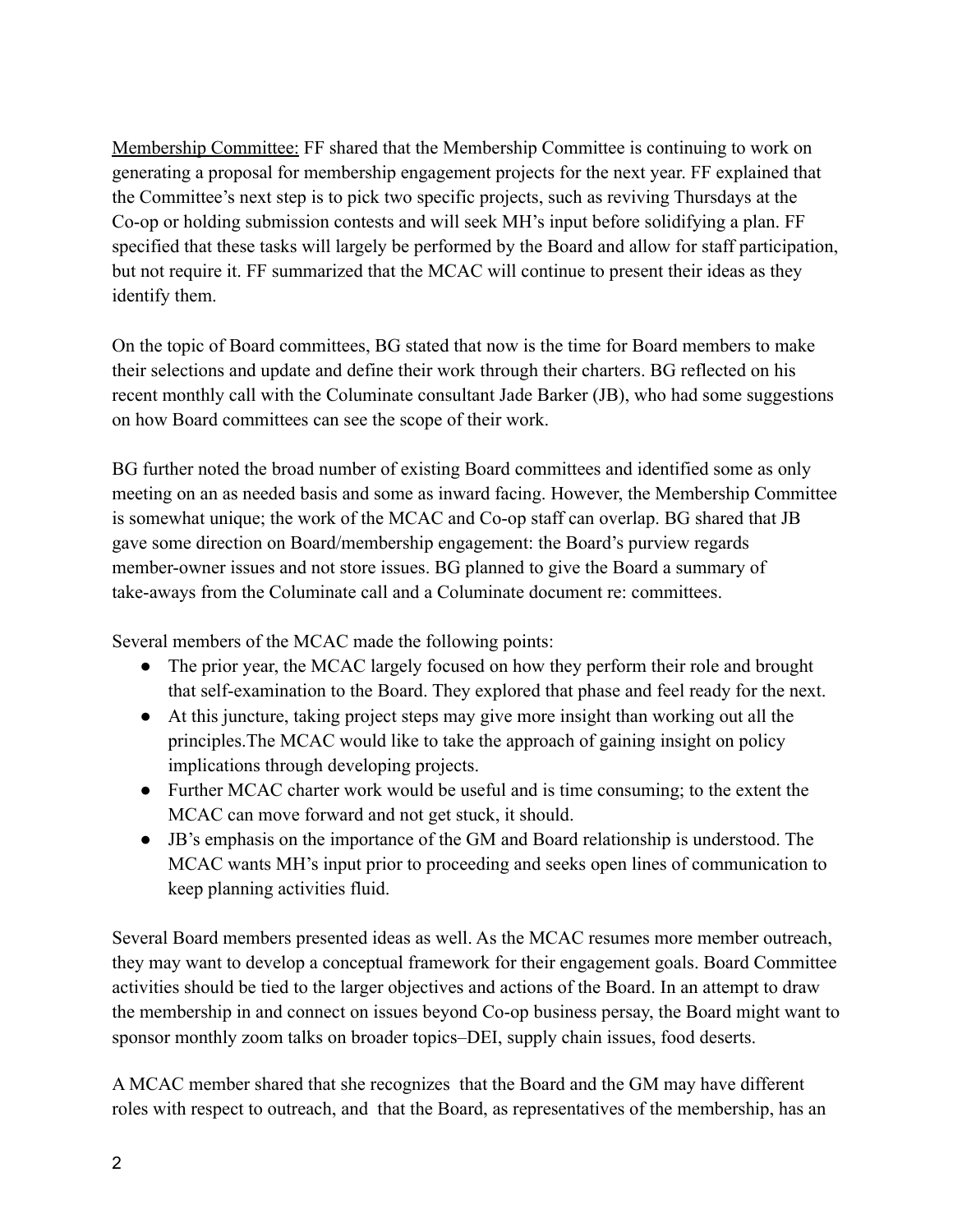Membership Committee: FF shared that the Membership Committee is continuing to work on generating a proposal for membership engagement projects for the next year. FF explained that the Committee's next step is to pick two specific projects, such as reviving Thursdays at the Co-op or holding submission contests and will seek MH's input before solidifying a plan. FF specified that these tasks will largely be performed by the Board and allow for staff participation, but not require it. FF summarized that the MCAC will continue to present their ideas as they identify them.

On the topic of Board committees, BG stated that now is the time for Board members to make their selections and update and define their work through their charters. BG reflected on his recent monthly call with the Columinate consultant Jade Barker (JB), who had some suggestions on how Board committees can see the scope of their work.

BG further noted the broad number of existing Board committees and identified some as only meeting on an as needed basis and some as inward facing. However, the Membership Committee is somewhat unique; the work of the MCAC and Co-op staff can overlap. BG shared that JB gave some direction on Board/membership engagement: the Board's purview regards member-owner issues and not store issues. BG planned to give the Board a summary of take-aways from the Columinate call and a Columinate document re: committees.

Several members of the MCAC made the following points:

- The prior year, the MCAC largely focused on how they perform their role and brought that self-examination to the Board. They explored that phase and feel ready for the next.
- At this juncture, taking project steps may give more insight than working out all the principles.The MCAC would like to take the approach of gaining insight on policy implications through developing projects.
- Further MCAC charter work would be useful and is time consuming; to the extent the MCAC can move forward and not get stuck, it should.
- JB's emphasis on the importance of the GM and Board relationship is understood. The MCAC wants MH's input prior to proceeding and seeks open lines of communication to keep planning activities fluid.

Several Board members presented ideas as well. As the MCAC resumes more member outreach, they may want to develop a conceptual framework for their engagement goals. Board Committee activities should be tied to the larger objectives and actions of the Board. In an attempt to draw the membership in and connect on issues beyond Co-op business persay, the Board might want to sponsor monthly zoom talks on broader topics–DEI, supply chain issues, food deserts.

A MCAC member shared that she recognizes that the Board and the GM may have different roles with respect to outreach, and that the Board, as representatives of the membership, has an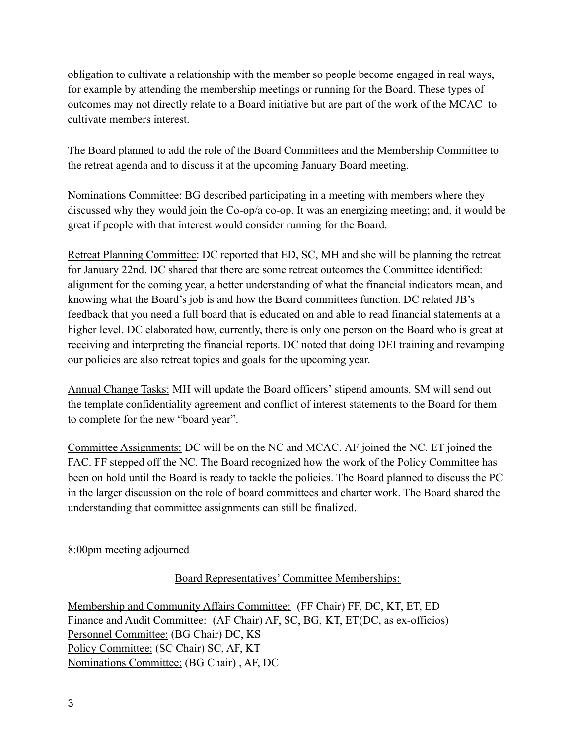obligation to cultivate a relationship with the member so people become engaged in real ways, for example by attending the membership meetings or running for the Board. These types of outcomes may not directly relate to a Board initiative but are part of the work of the MCAC–to cultivate members interest.

The Board planned to add the role of the Board Committees and the Membership Committee to the retreat agenda and to discuss it at the upcoming January Board meeting.

Nominations Committee: BG described participating in a meeting with members where they discussed why they would join the Co-op/a co-op. It was an energizing meeting; and, it would be great if people with that interest would consider running for the Board.

Retreat Planning Committee: DC reported that ED, SC, MH and she will be planning the retreat for January 22nd. DC shared that there are some retreat outcomes the Committee identified: alignment for the coming year, a better understanding of what the financial indicators mean, and knowing what the Board's job is and how the Board committees function. DC related JB's feedback that you need a full board that is educated on and able to read financial statements at a higher level. DC elaborated how, currently, there is only one person on the Board who is great at receiving and interpreting the financial reports. DC noted that doing DEI training and revamping our policies are also retreat topics and goals for the upcoming year.

Annual Change Tasks: MH will update the Board officers' stipend amounts. SM will send out the template confidentiality agreement and conflict of interest statements to the Board for them to complete for the new "board year".

Committee Assignments: DC will be on the NC and MCAC. AF joined the NC. ET joined the FAC. FF stepped off the NC. The Board recognized how the work of the Policy Committee has been on hold until the Board is ready to tackle the policies. The Board planned to discuss the PC in the larger discussion on the role of board committees and charter work. The Board shared the understanding that committee assignments can still be finalized.

8:00pm meeting adjourned

Board Representatives' Committee Memberships:

Membership and Community Affairs Committee: (FF Chair) FF, DC, KT, ET, ED
Finance and Audit Committee: (AF Chair) AF, SC, BG, KT, ET(DC, as ex-officios)
Personnel Committee: (BG Chair) DC, KS
Policy Committee: (SC Chair) SC, AF, KT
Nominations Committee: (BG Chair) , AF, DC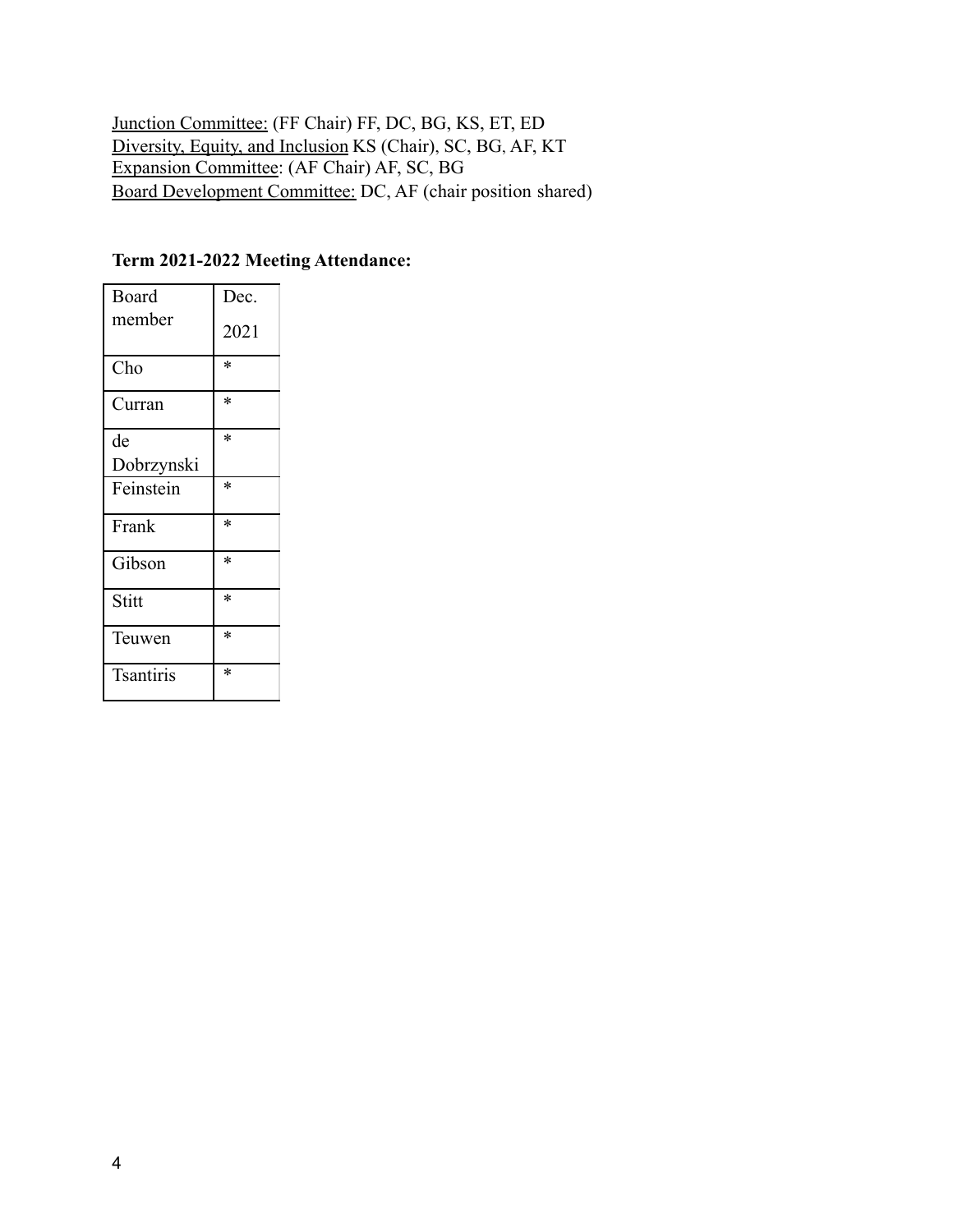Junction Committee: (FF Chair) FF, DC, BG, KS, ET, ED
Diversity, Equity, and Inclusion KS (Chair), SC, BG, AF, KT
Expansion Committee: (AF Chair) AF, SC, BG
Board Development Committee: DC, AF (chair position shared)

**Term 2021-2022 Meeting Attendance:**

| Board member | Dec. 2021 |
|---|---|
| Cho | * |
| Curran | * |
| de Dobrzynski | * |
| Feinstein | * |
| Frank | * |
| Gibson | * |
| Stitt | * |
| Teuwen | * |
| Tsantiris | * |